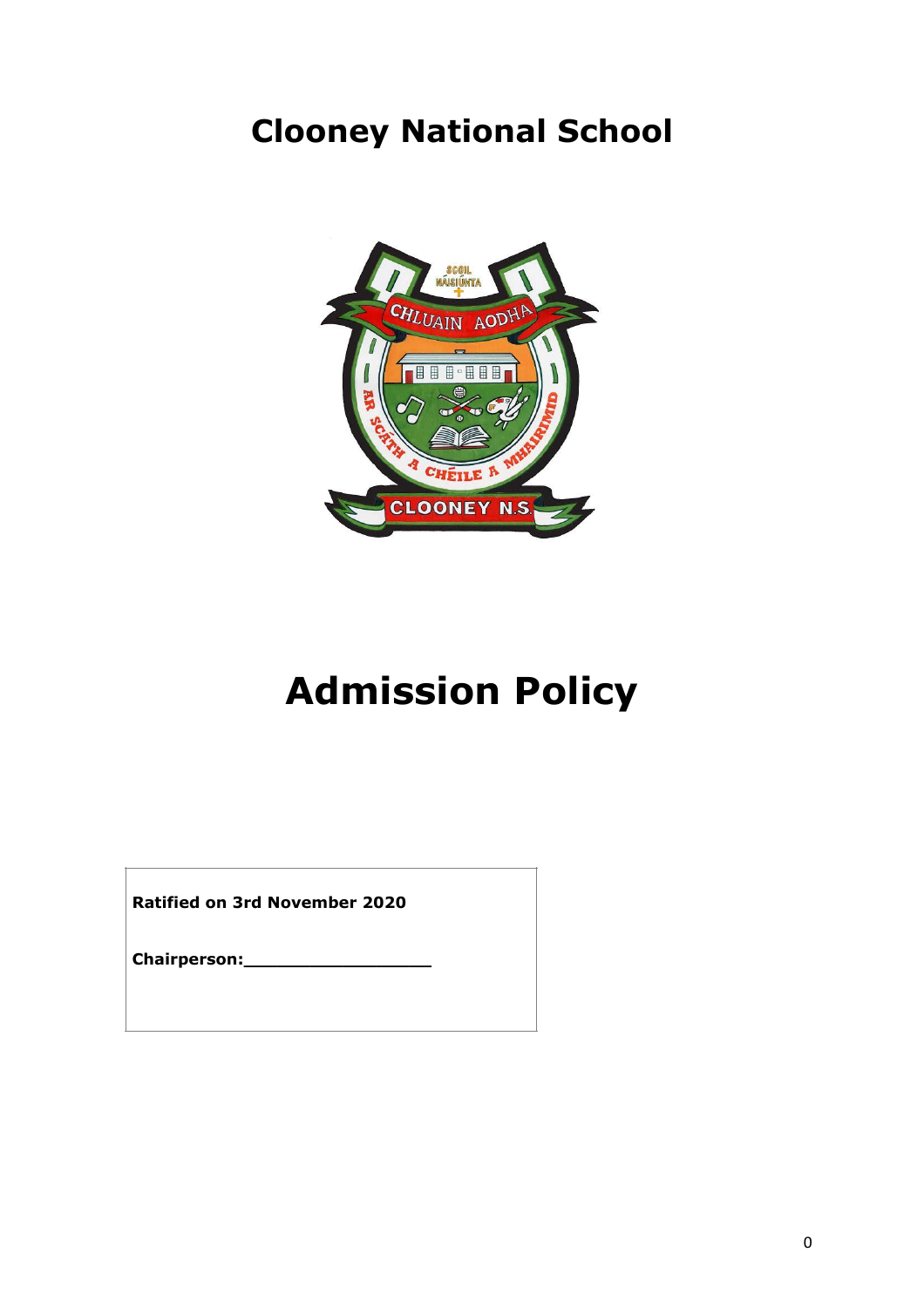# Clooney National School

# Admission Policy

**Ratified on 3rd November 2020**

**Chairperson:_________________**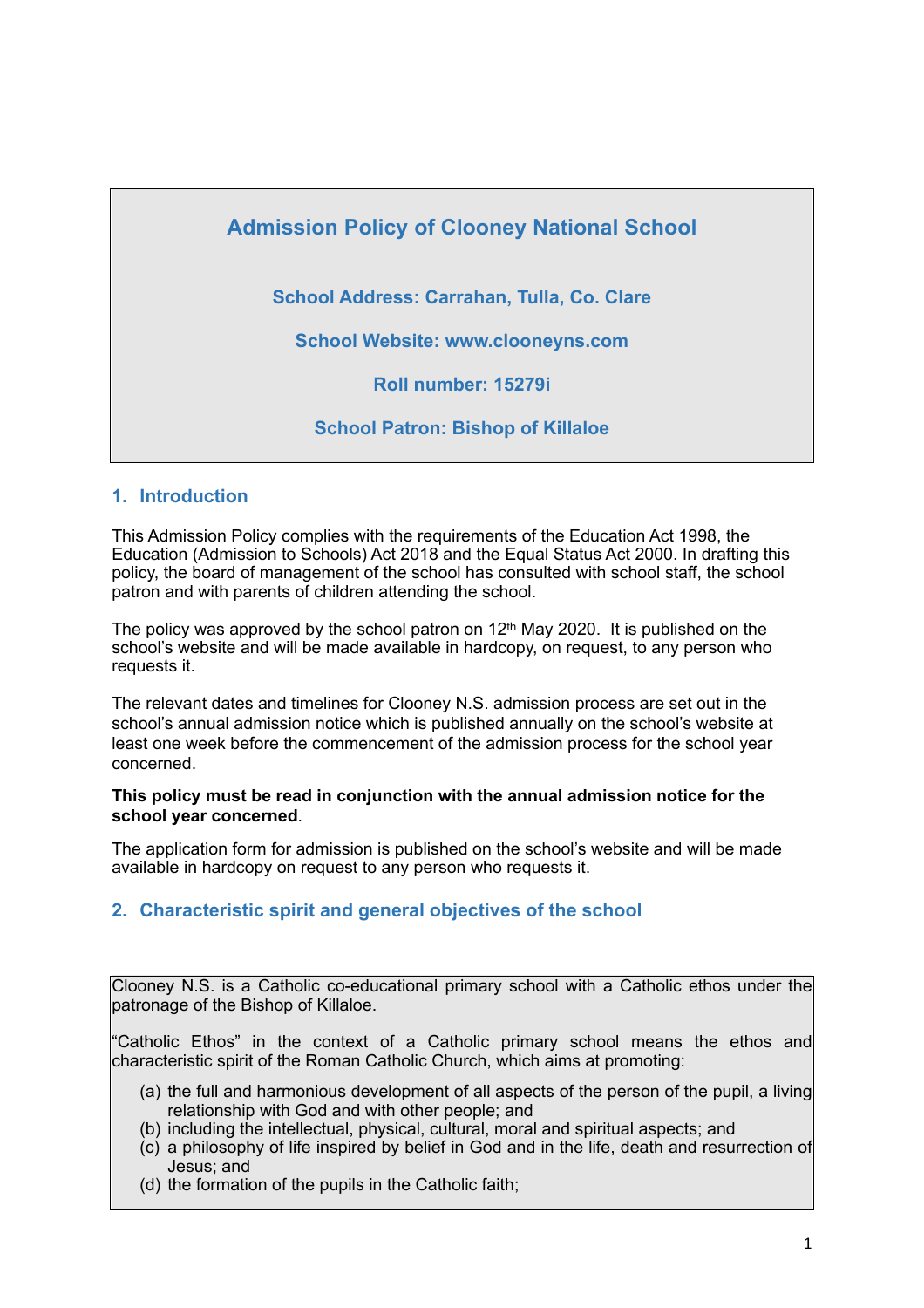# Admission Policy of Clooney National School

**School Address: Carrahan, Tulla, Co. Clare**

**School Website: www.clooneyns.com**

**Roll number: 15279i**

**School Patron: Bishop of Killaloe**

## 1. Introduction

This Admission Policy complies with the requirements of the Education Act 1998, the Education (Admission to Schools) Act 2018 and the Equal Status Act 2000. In drafting this policy, the board of management of the school has consulted with school staff, the school patron and with parents of children attending the school.

The policy was approved by the school patron on 12th May 2020. It is published on the school's website and will be made available in hardcopy, on request, to any person who requests it.

The relevant dates and timelines for Clooney N.S. admission process are set out in the school's annual admission notice which is published annually on the school's website at least one week before the commencement of the admission process for the school year concerned.

**This policy must be read in conjunction with the annual admission notice for the school year concerned**.

The application form for admission is published on the school's website and will be made available in hardcopy on request to any person who requests it.

## 2. Characteristic spirit and general objectives of the school

Clooney N.S. is a Catholic co-educational primary school with a Catholic ethos under the patronage of the Bishop of Killaloe.

"Catholic Ethos" in the context of a Catholic primary school means the ethos and characteristic spirit of the Roman Catholic Church, which aims at promoting:

(a) the full and harmonious development of all aspects of the person of the pupil, a living relationship with God and with other people; and
(b) including the intellectual, physical, cultural, moral and spiritual aspects; and
(c) a philosophy of life inspired by belief in God and in the life, death and resurrection of Jesus; and
(d) the formation of the pupils in the Catholic faith;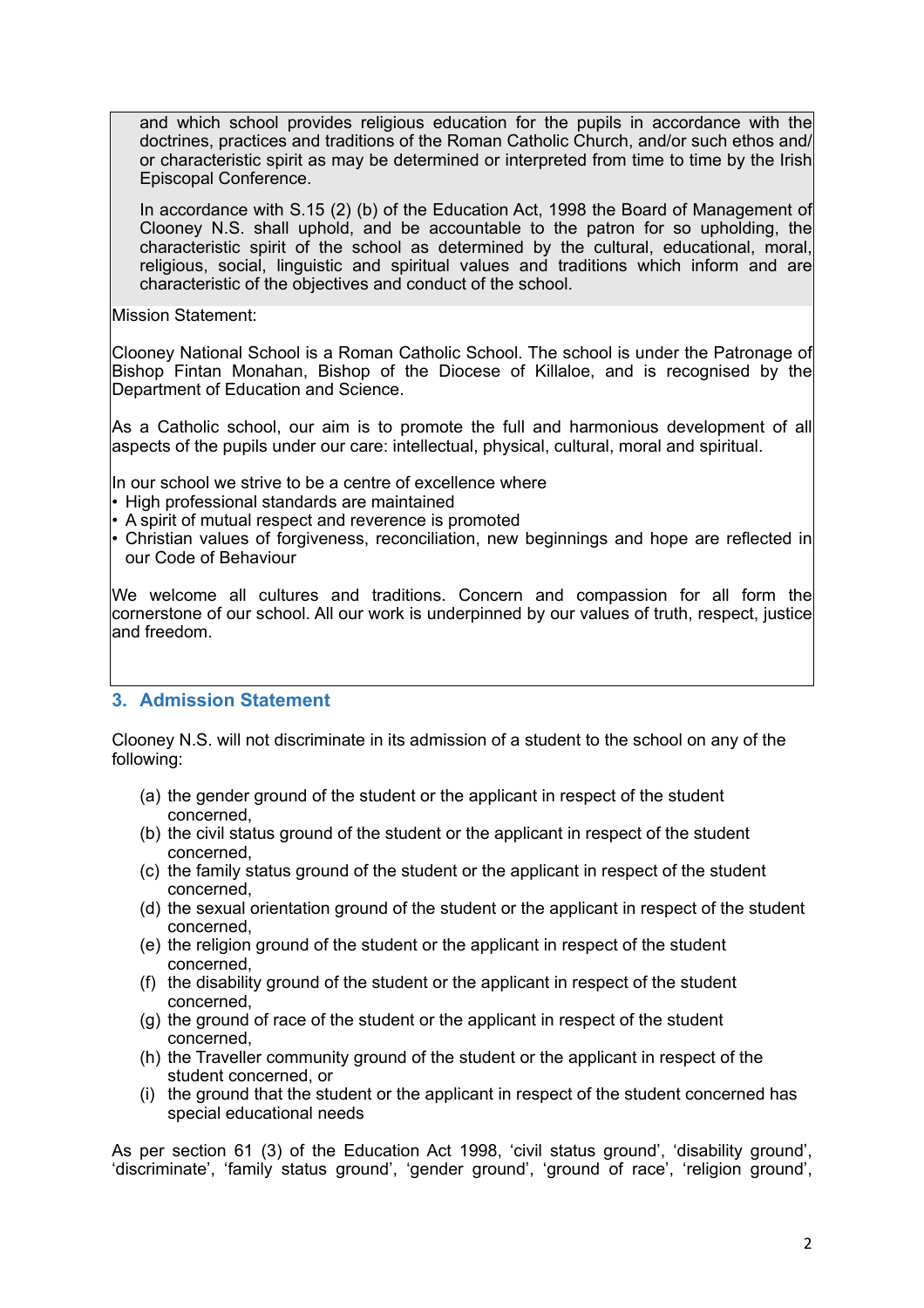and which school provides religious education for the pupils in accordance with the doctrines, practices and traditions of the Roman Catholic Church, and/or such ethos and/or characteristic spirit as may be determined or interpreted from time to time by the Irish Episcopal Conference.

In accordance with S.15 (2) (b) of the Education Act, 1998 the Board of Management of Clooney N.S. shall uphold, and be accountable to the patron for so upholding, the characteristic spirit of the school as determined by the cultural, educational, moral, religious, social, linguistic and spiritual values and traditions which inform and are characteristic of the objectives and conduct of the school.

Mission Statement:

Clooney National School is a Roman Catholic School. The school is under the Patronage of Bishop Fintan Monahan, Bishop of the Diocese of Killaloe, and is recognised by the Department of Education and Science.

As a Catholic school, our aim is to promote the full and harmonious development of all aspects of the pupils under our care: intellectual, physical, cultural, moral and spiritual.

In our school we strive to be a centre of excellence where

- High professional standards are maintained
- A spirit of mutual respect and reverence is promoted
- Christian values of forgiveness, reconciliation, new beginnings and hope are reflected in our Code of Behaviour

We welcome all cultures and traditions. Concern and compassion for all form the cornerstone of our school. All our work is underpinned by our values of truth, respect, justice and freedom.

## 3. Admission Statement

Clooney N.S. will not discriminate in its admission of a student to the school on any of the following:

(a) the gender ground of the student or the applicant in respect of the student concerned,
(b) the civil status ground of the student or the applicant in respect of the student concerned,
(c) the family status ground of the student or the applicant in respect of the student concerned,
(d) the sexual orientation ground of the student or the applicant in respect of the student concerned,
(e) the religion ground of the student or the applicant in respect of the student concerned,
(f) the disability ground of the student or the applicant in respect of the student concerned,
(g) the ground of race of the student or the applicant in respect of the student concerned,
(h) the Traveller community ground of the student or the applicant in respect of the student concerned, or
(i) the ground that the student or the applicant in respect of the student concerned has special educational needs

As per section 61 (3) of the Education Act 1998, 'civil status ground', 'disability ground', 'discriminate', 'family status ground', 'gender ground', 'ground of race', 'religion ground',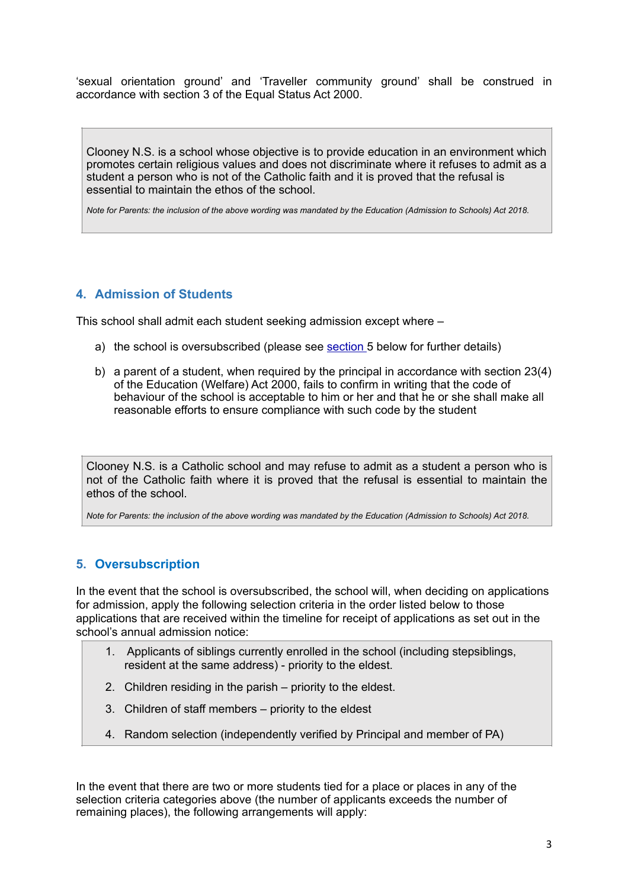'sexual orientation ground' and 'Traveller community ground' shall be construed in accordance with section 3 of the Equal Status Act 2000.

> Clooney N.S. is a school whose objective is to provide education in an environment which promotes certain religious values and does not discriminate where it refuses to admit as a student a person who is not of the Catholic faith and it is proved that the refusal is essential to maintain the ethos of the school.
>
> *Note for Parents: the inclusion of the above wording was mandated by the Education (Admission to Schools) Act 2018.*

## 4. Admission of Students

This school shall admit each student seeking admission except where –

a) the school is oversubscribed (please see section 5 below for further details)

b) a parent of a student, when required by the principal in accordance with section 23(4) of the Education (Welfare) Act 2000, fails to confirm in writing that the code of behaviour of the school is acceptable to him or her and that he or she shall make all reasonable efforts to ensure compliance with such code by the student

> Clooney N.S. is a Catholic school and may refuse to admit as a student a person who is not of the Catholic faith where it is proved that the refusal is essential to maintain the ethos of the school.
>
> *Note for Parents: the inclusion of the above wording was mandated by the Education (Admission to Schools) Act 2018.*

## 5. Oversubscription

In the event that the school is oversubscribed, the school will, when deciding on applications for admission, apply the following selection criteria in the order listed below to those applications that are received within the timeline for receipt of applications as set out in the school's annual admission notice:

1. Applicants of siblings currently enrolled in the school (including stepsiblings, resident at the same address) - priority to the eldest.
2. Children residing in the parish – priority to the eldest.
3. Children of staff members – priority to the eldest
4. Random selection (independently verified by Principal and member of PA)

In the event that there are two or more students tied for a place or places in any of the selection criteria categories above (the number of applicants exceeds the number of remaining places), the following arrangements will apply: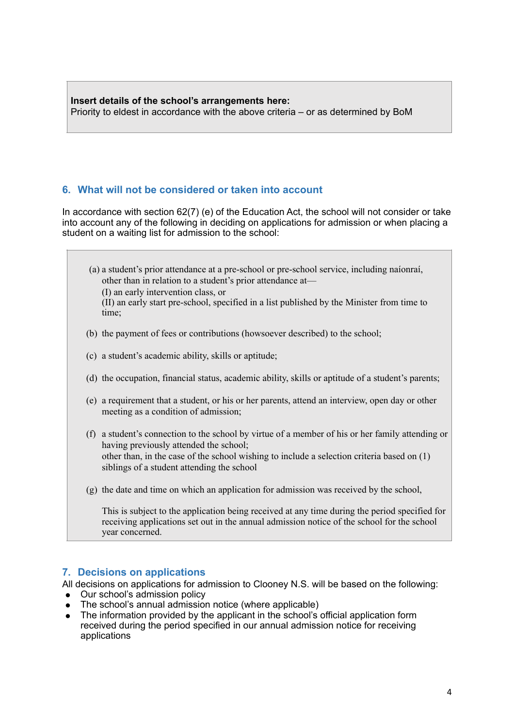**Insert details of the school's arrangements here:**
Priority to eldest in accordance with the above criteria – or as determined by BoM

## 6. What will not be considered or taken into account

In accordance with section 62(7) (e) of the Education Act, the school will not consider or take into account any of the following in deciding on applications for admission or when placing a student on a waiting list for admission to the school:

(a) a student's prior attendance at a pre-school or pre-school service, including naíonraí, other than in relation to a student's prior attendance at—
(I) an early intervention class, or
(II) an early start pre-school, specified in a list published by the Minister from time to time;

(b) the payment of fees or contributions (howsoever described) to the school;

(c) a student's academic ability, skills or aptitude;

(d) the occupation, financial status, academic ability, skills or aptitude of a student's parents;

(e) a requirement that a student, or his or her parents, attend an interview, open day or other meeting as a condition of admission;

(f) a student's connection to the school by virtue of a member of his or her family attending or having previously attended the school;
other than, in the case of the school wishing to include a selection criteria based on (1) siblings of a student attending the school

(g) the date and time on which an application for admission was received by the school,

This is subject to the application being received at any time during the period specified for receiving applications set out in the annual admission notice of the school for the school year concerned.

## 7. Decisions on applications

All decisions on applications for admission to Clooney N.S. will be based on the following:

- Our school's admission policy
- The school's annual admission notice (where applicable)
- The information provided by the applicant in the school's official application form received during the period specified in our annual admission notice for receiving applications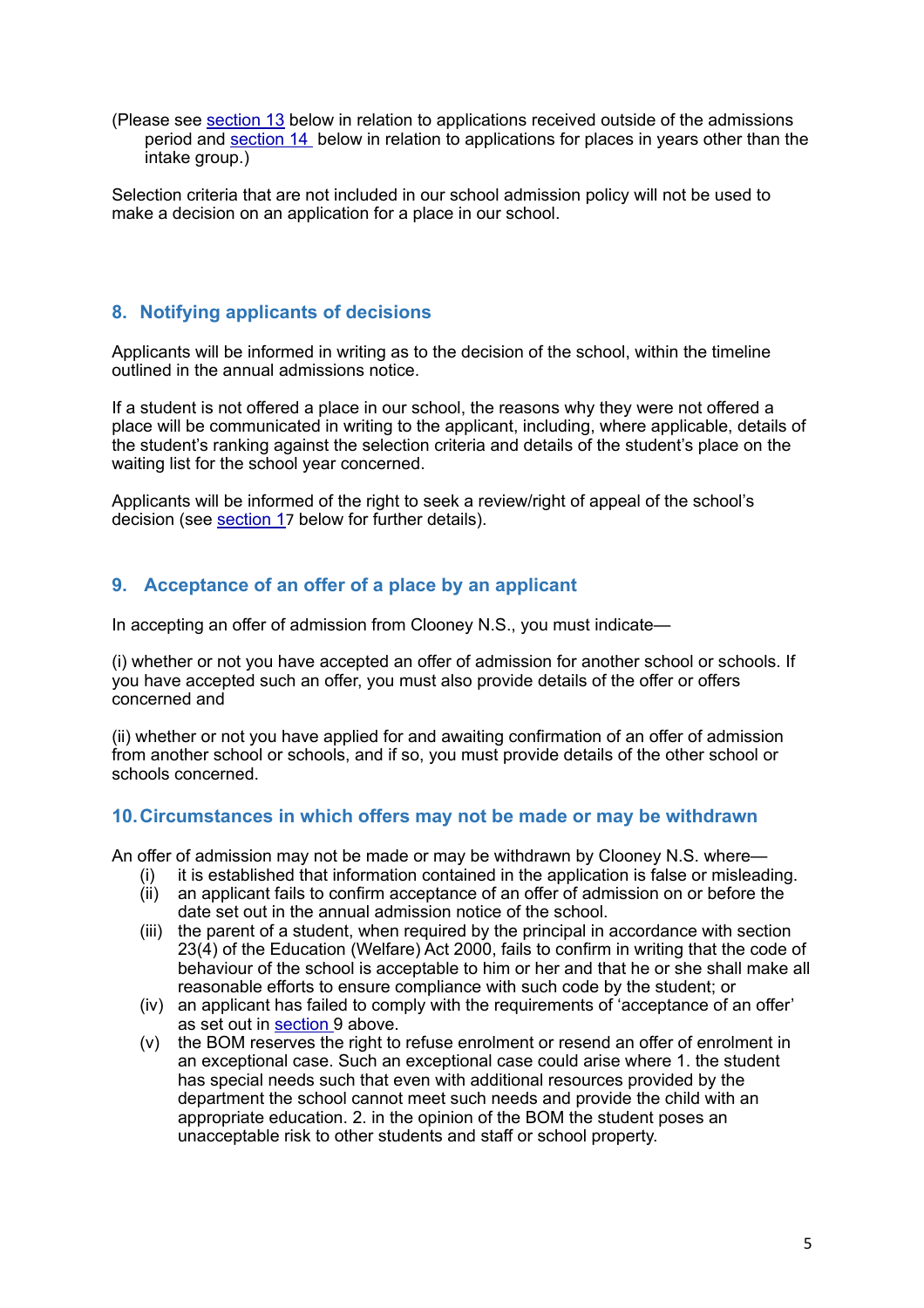(Please see section 13 below in relation to applications received outside of the admissions period and section 14 below in relation to applications for places in years other than the intake group.)

Selection criteria that are not included in our school admission policy will not be used to make a decision on an application for a place in our school.

## 8. Notifying applicants of decisions

Applicants will be informed in writing as to the decision of the school, within the timeline outlined in the annual admissions notice.

If a student is not offered a place in our school, the reasons why they were not offered a place will be communicated in writing to the applicant, including, where applicable, details of the student's ranking against the selection criteria and details of the student's place on the waiting list for the school year concerned.

Applicants will be informed of the right to seek a review/right of appeal of the school's decision (see section 17 below for further details).

## 9. Acceptance of an offer of a place by an applicant

In accepting an offer of admission from Clooney N.S., you must indicate—

(i) whether or not you have accepted an offer of admission for another school or schools. If you have accepted such an offer, you must also provide details of the offer or offers concerned and

(ii) whether or not you have applied for and awaiting confirmation of an offer of admission from another school or schools, and if so, you must provide details of the other school or schools concerned.

## 10. Circumstances in which offers may not be made or may be withdrawn

An offer of admission may not be made or may be withdrawn by Clooney N.S. where—

- (i) it is established that information contained in the application is false or misleading.
- (ii) an applicant fails to confirm acceptance of an offer of admission on or before the date set out in the annual admission notice of the school.
- (iii) the parent of a student, when required by the principal in accordance with section 23(4) of the Education (Welfare) Act 2000, fails to confirm in writing that the code of behaviour of the school is acceptable to him or her and that he or she shall make all reasonable efforts to ensure compliance with such code by the student; or
- (iv) an applicant has failed to comply with the requirements of 'acceptance of an offer' as set out in section 9 above.
- (v) the BOM reserves the right to refuse enrolment or resend an offer of enrolment in an exceptional case. Such an exceptional case could arise where 1. the student has special needs such that even with additional resources provided by the department the school cannot meet such needs and provide the child with an appropriate education. 2. in the opinion of the BOM the student poses an unacceptable risk to other students and staff or school property.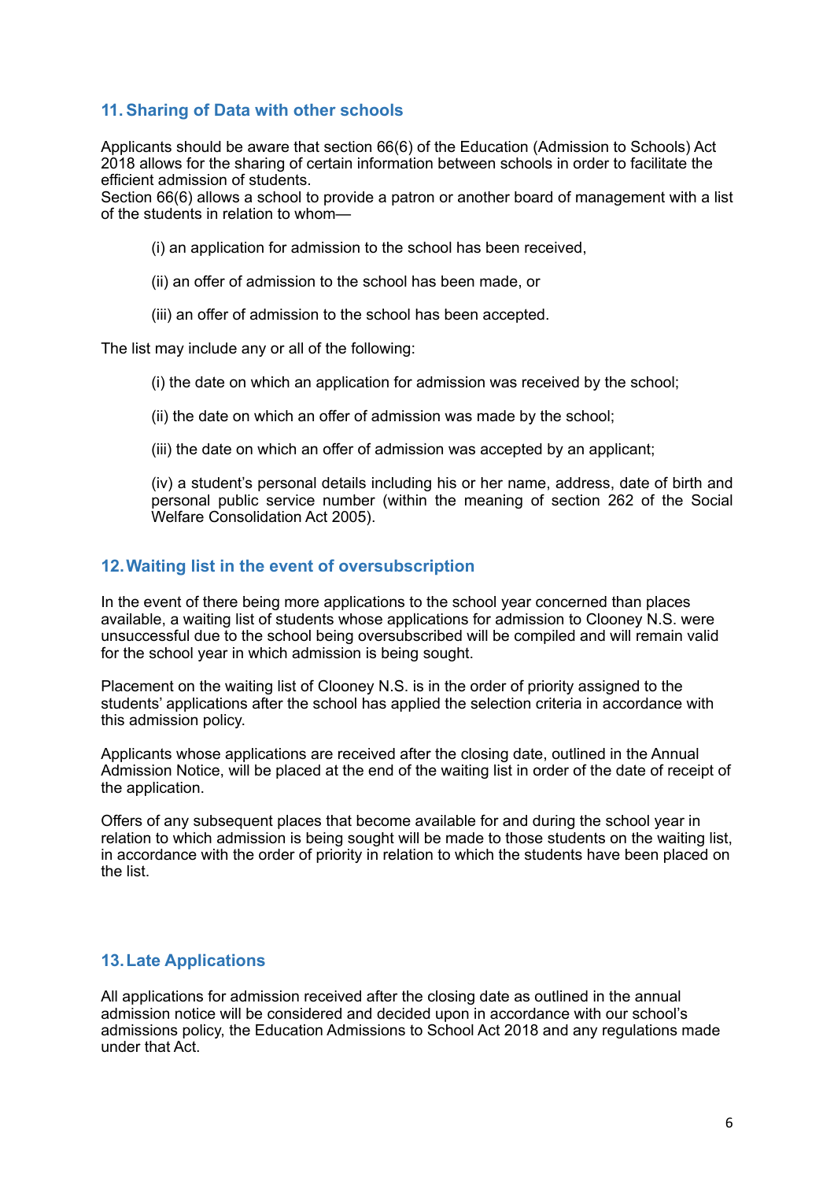## 11. Sharing of Data with other schools

Applicants should be aware that section 66(6) of the Education (Admission to Schools) Act 2018 allows for the sharing of certain information between schools in order to facilitate the efficient admission of students.
Section 66(6) allows a school to provide a patron or another board of management with a list of the students in relation to whom—

(i) an application for admission to the school has been received,

(ii) an offer of admission to the school has been made, or

(iii) an offer of admission to the school has been accepted.

The list may include any or all of the following:

(i) the date on which an application for admission was received by the school;

(ii) the date on which an offer of admission was made by the school;

(iii) the date on which an offer of admission was accepted by an applicant;

(iv) a student's personal details including his or her name, address, date of birth and personal public service number (within the meaning of section 262 of the Social Welfare Consolidation Act 2005).

## 12. Waiting list in the event of oversubscription

In the event of there being more applications to the school year concerned than places available, a waiting list of students whose applications for admission to Clooney N.S. were unsuccessful due to the school being oversubscribed will be compiled and will remain valid for the school year in which admission is being sought.

Placement on the waiting list of Clooney N.S. is in the order of priority assigned to the students' applications after the school has applied the selection criteria in accordance with this admission policy.

Applicants whose applications are received after the closing date, outlined in the Annual Admission Notice, will be placed at the end of the waiting list in order of the date of receipt of the application.

Offers of any subsequent places that become available for and during the school year in relation to which admission is being sought will be made to those students on the waiting list, in accordance with the order of priority in relation to which the students have been placed on the list.

## 13. Late Applications

All applications for admission received after the closing date as outlined in the annual admission notice will be considered and decided upon in accordance with our school's admissions policy, the Education Admissions to School Act 2018 and any regulations made under that Act.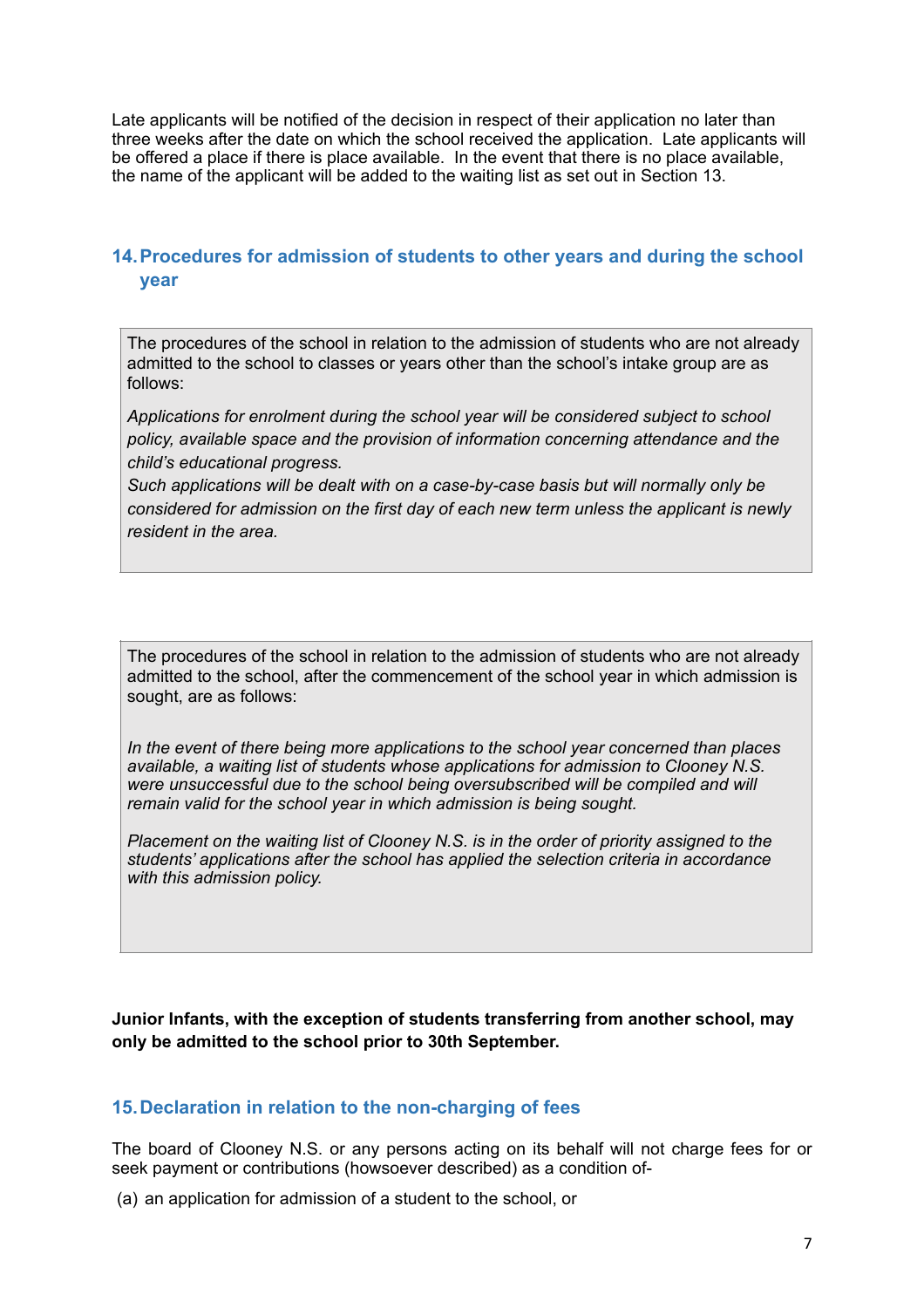Late applicants will be notified of the decision in respect of their application no later than three weeks after the date on which the school received the application. Late applicants will be offered a place if there is place available. In the event that there is no place available, the name of the applicant will be added to the waiting list as set out in Section 13.

## 14. Procedures for admission of students to other years and during the school year

The procedures of the school in relation to the admission of students who are not already admitted to the school to classes or years other than the school's intake group are as follows:

*Applications for enrolment during the school year will be considered subject to school policy, available space and the provision of information concerning attendance and the child's educational progress.*
*Such applications will be dealt with on a case-by-case basis but will normally only be considered for admission on the first day of each new term unless the applicant is newly resident in the area.*

The procedures of the school in relation to the admission of students who are not already admitted to the school, after the commencement of the school year in which admission is sought, are as follows:

*In the event of there being more applications to the school year concerned than places available, a waiting list of students whose applications for admission to Clooney N.S. were unsuccessful due to the school being oversubscribed will be compiled and will remain valid for the school year in which admission is being sought.*

*Placement on the waiting list of Clooney N.S. is in the order of priority assigned to the students' applications after the school has applied the selection criteria in accordance with this admission policy.*

**Junior Infants, with the exception of students transferring from another school, may only be admitted to the school prior to 30th September.**

## 15. Declaration in relation to the non-charging of fees

The board of Clooney N.S. or any persons acting on its behalf will not charge fees for or seek payment or contributions (howsoever described) as a condition of-

(a) an application for admission of a student to the school, or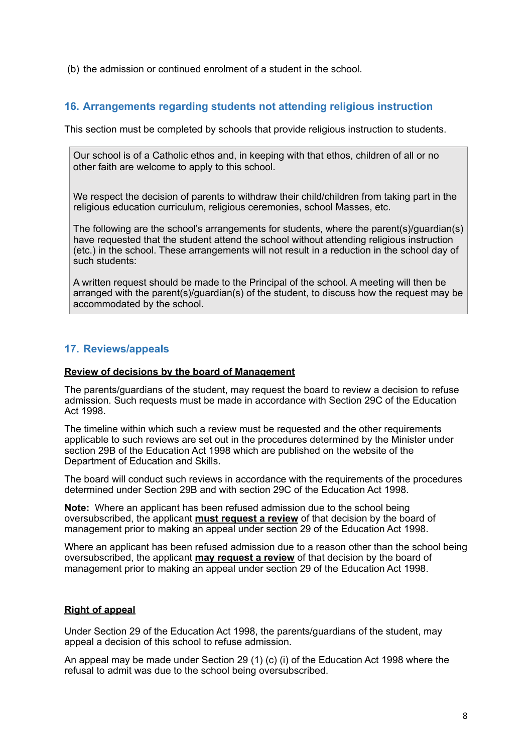(b) the admission or continued enrolment of a student in the school.

## 16. Arrangements regarding students not attending religious instruction

This section must be completed by schools that provide religious instruction to students.

> Our school is of a Catholic ethos and, in keeping with that ethos, children of all or no other faith are welcome to apply to this school.
>
> We respect the decision of parents to withdraw their child/children from taking part in the religious education curriculum, religious ceremonies, school Masses, etc.
>
> The following are the school's arrangements for students, where the parent(s)/guardian(s) have requested that the student attend the school without attending religious instruction (etc.) in the school. These arrangements will not result in a reduction in the school day of such students:
>
> A written request should be made to the Principal of the school. A meeting will then be arranged with the parent(s)/guardian(s) of the student, to discuss how the request may be accommodated by the school.

## 17. Reviews/appeals

**Review of decisions by the board of Management**

The parents/guardians of the student, may request the board to review a decision to refuse admission. Such requests must be made in accordance with Section 29C of the Education Act 1998.

The timeline within which such a review must be requested and the other requirements applicable to such reviews are set out in the procedures determined by the Minister under section 29B of the Education Act 1998 which are published on the website of the Department of Education and Skills.

The board will conduct such reviews in accordance with the requirements of the procedures determined under Section 29B and with section 29C of the Education Act 1998.

**Note:** Where an applicant has been refused admission due to the school being oversubscribed, the applicant **must request a review** of that decision by the board of management prior to making an appeal under section 29 of the Education Act 1998.

Where an applicant has been refused admission due to a reason other than the school being oversubscribed, the applicant **may request a review** of that decision by the board of management prior to making an appeal under section 29 of the Education Act 1998.

**Right of appeal**

Under Section 29 of the Education Act 1998, the parents/guardians of the student, may appeal a decision of this school to refuse admission.

An appeal may be made under Section 29 (1) (c) (i) of the Education Act 1998 where the refusal to admit was due to the school being oversubscribed.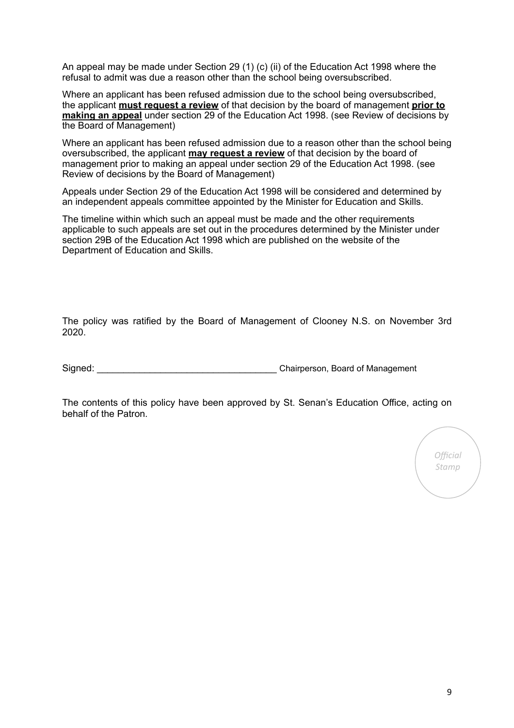An appeal may be made under Section 29 (1) (c) (ii) of the Education Act 1998 where the refusal to admit was due a reason other than the school being oversubscribed.

Where an applicant has been refused admission due to the school being oversubscribed, the applicant **must request a review** of that decision by the board of management **prior to making an appeal** under section 29 of the Education Act 1998. (see Review of decisions by the Board of Management)

Where an applicant has been refused admission due to a reason other than the school being oversubscribed, the applicant **may request a review** of that decision by the board of management prior to making an appeal under section 29 of the Education Act 1998. (see Review of decisions by the Board of Management)

Appeals under Section 29 of the Education Act 1998 will be considered and determined by an independent appeals committee appointed by the Minister for Education and Skills.

The timeline within which such an appeal must be made and the other requirements applicable to such appeals are set out in the procedures determined by the Minister under section 29B of the Education Act 1998 which are published on the website of the Department of Education and Skills.

The policy was ratified by the Board of Management of Clooney N.S. on November 3rd 2020.

Signed: __________________________________ Chairperson, Board of Management

The contents of this policy have been approved by St. Senan's Education Office, acting on behalf of the Patron.

*Official Stamp*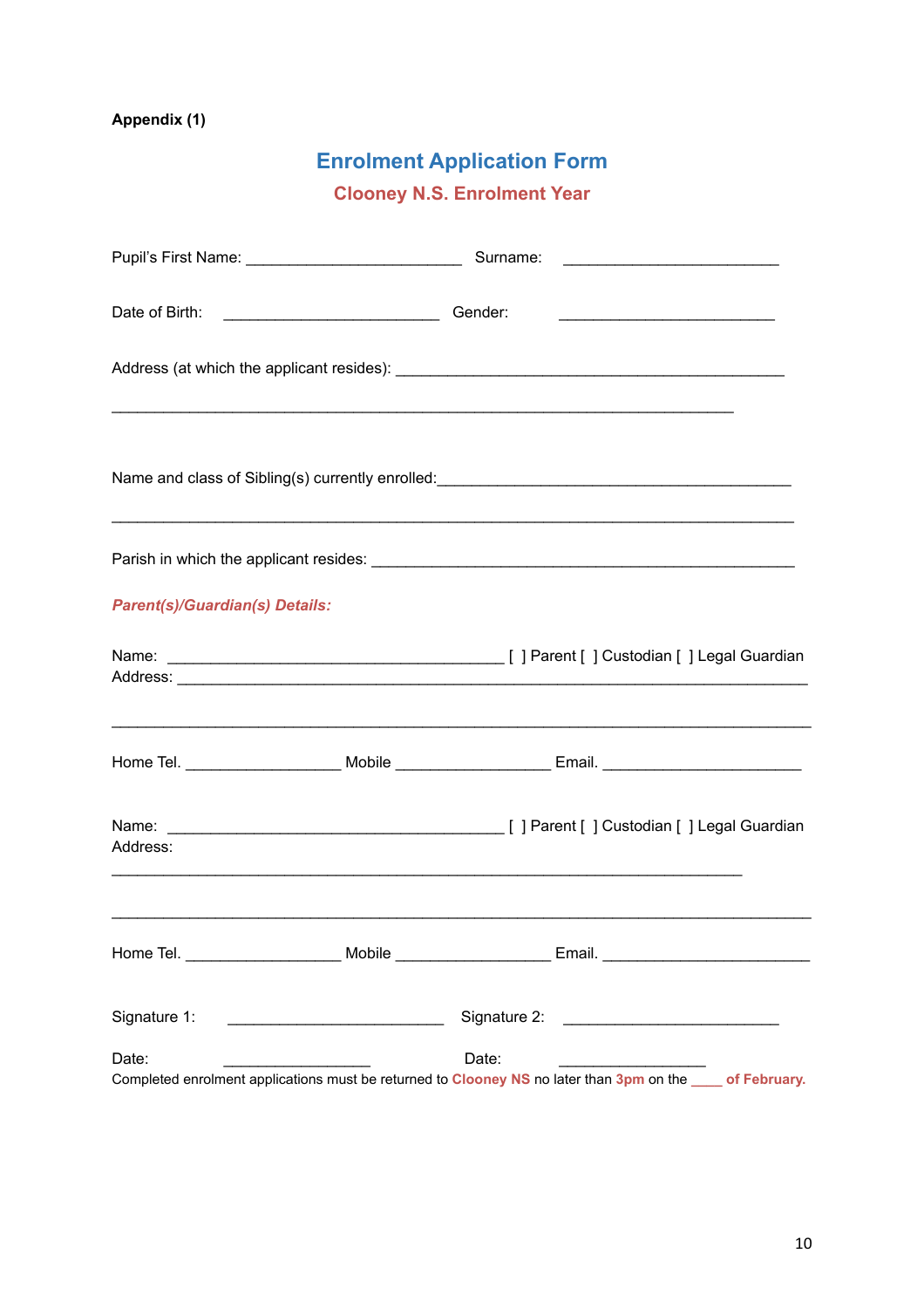**Appendix (1)**

# Enrolment Application Form

## Clooney N.S. Enrolment Year

Pupil's First Name: ________________________ Surname: ________________________

Date of Birth: ________________________ Gender: ________________________

Address (at which the applicant resides): ____________________________________________

_____________________________________________________________________

Name and class of Sibling(s) currently enrolled: ________________________________________

_____________________________________________________________________________

Parish in which the applicant resides: _______________________________________________

***Parent(s)/Guardian(s) Details:***

Name: ______________________________________ [ ] Parent [ ] Custodian [ ] Legal Guardian
Address: ______________________________________________________________________

_____________________________________________________________________________

Home Tel. _________________ Mobile _________________ Email. ______________________

Name: ______________________________________ [ ] Parent [ ] Custodian [ ] Legal Guardian
Address:
______________________________________________________________________

_____________________________________________________________________________

Home Tel. _________________ Mobile _________________ Email. _______________________

Signature 1: ________________________ Signature 2: ________________________

Date: ________________ Date: ________________
Completed enrolment applications must be returned to **Clooney NS** no later than **3pm** on the ____ **of February.**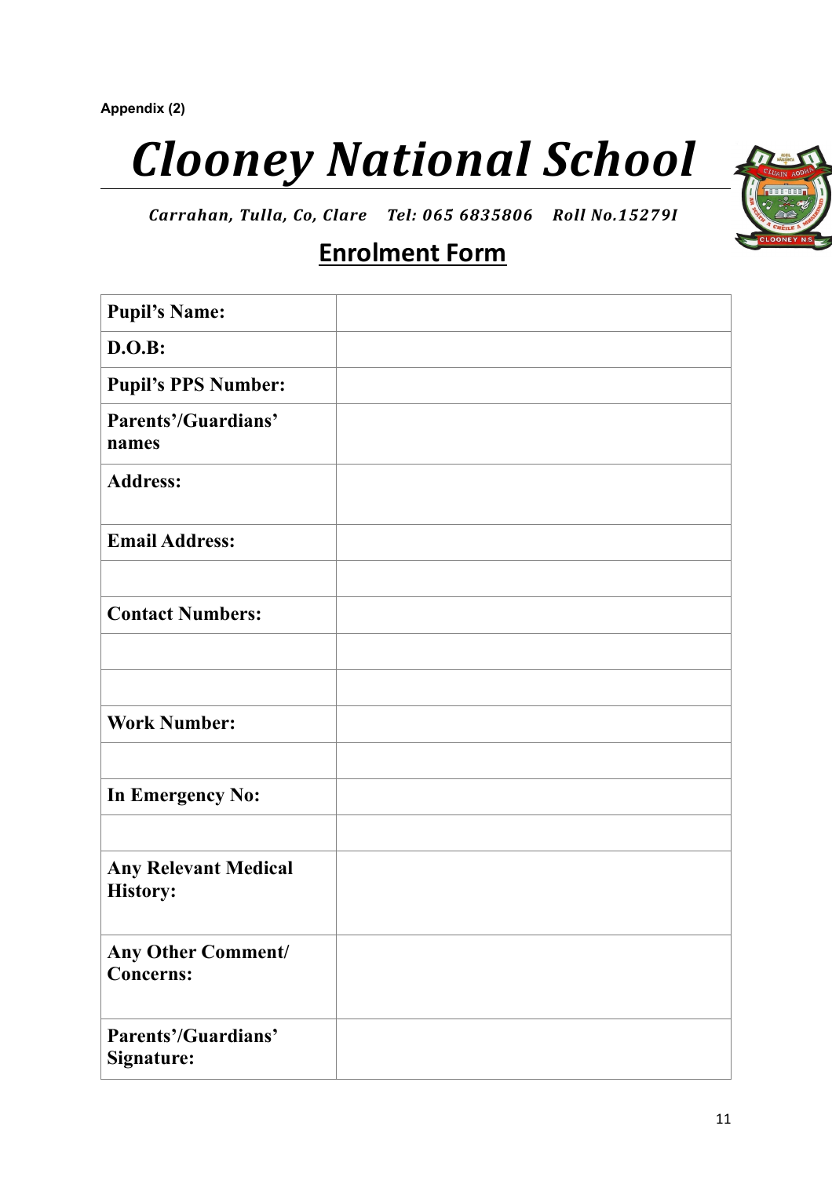Appendix (2)

# *Clooney National School*

***Carrahan, Tulla, Co, Clare  Tel: 065 6835806  Roll No.15279I***

## Enrolment Form

| | |
|---|---|
| **Pupil's Name:** | |
| **D.O.B:** | |
| **Pupil's PPS Number:** | |
| **Parents'/Guardians' names** | |
| **Address:** | |
| **Email Address:** | |
| | |
| **Contact Numbers:** | |
| | |
| | |
| **Work Number:** | |
| | |
| **In Emergency No:** | |
| | |
| **Any Relevant Medical History:** | |
| **Any Other Comment/ Concerns:** | |
| **Parents'/Guardians' Signature:** | |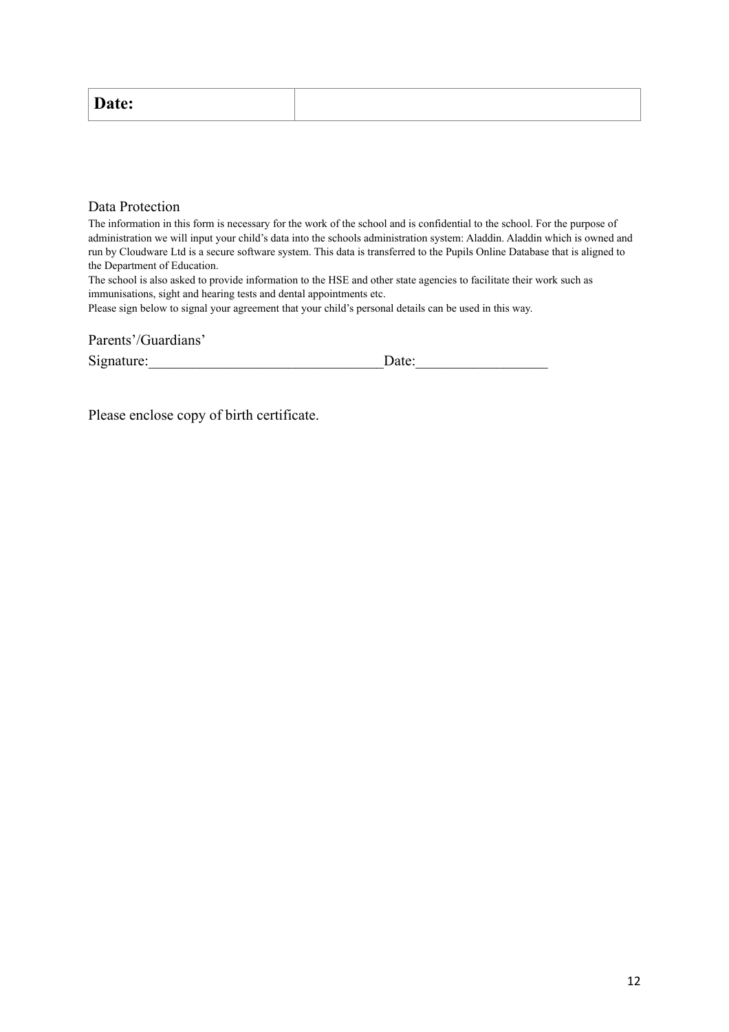| **Date:** | |
|---|---|

Data Protection

The information in this form is necessary for the work of the school and is confidential to the school. For the purpose of administration we will input your child's data into the schools administration system: Aladdin. Aladdin which is owned and run by Cloudware Ltd is a secure software system. This data is transferred to the Pupils Online Database that is aligned to the Department of Education.

The school is also asked to provide information to the HSE and other state agencies to facilitate their work such as immunisations, sight and hearing tests and dental appointments etc.

Please sign below to signal your agreement that your child's personal details can be used in this way.

Parents'/Guardians'

Signature:________________________________Date:__________________

Please enclose copy of birth certificate.